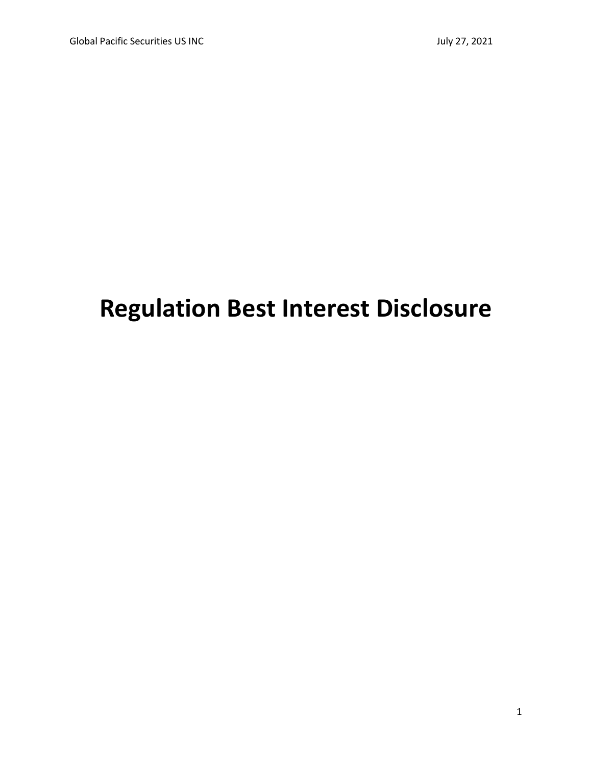# Regulation Best Interest Disclosure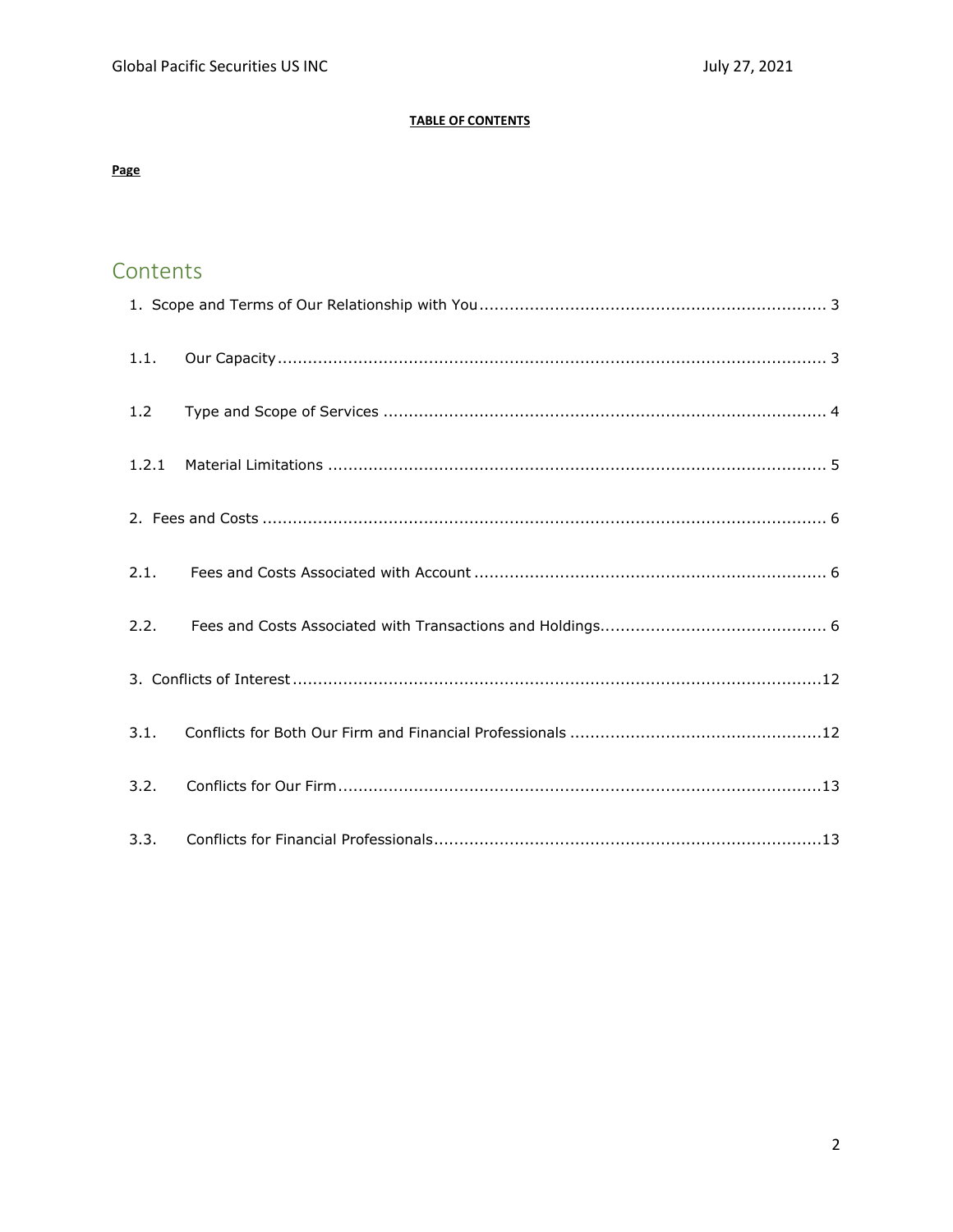**TABLE OF CONTENTS**

**Page**

## Contents

1. Scope and Terms of Our Relationship with You ........ 3

1.1. Our Capacity ........ 3

1.2 Type and Scope of Services ........ 4

1.2.1 Material Limitations ........ 5

2. Fees and Costs ........ 6

2.1. Fees and Costs Associated with Account ........ 6

2.2. Fees and Costs Associated with Transactions and Holdings ........ 6

3. Conflicts of Interest ........ 12

3.1. Conflicts for Both Our Firm and Financial Professionals ........ 12

3.2. Conflicts for Our Firm ........ 13

3.3. Conflicts for Financial Professionals ........ 13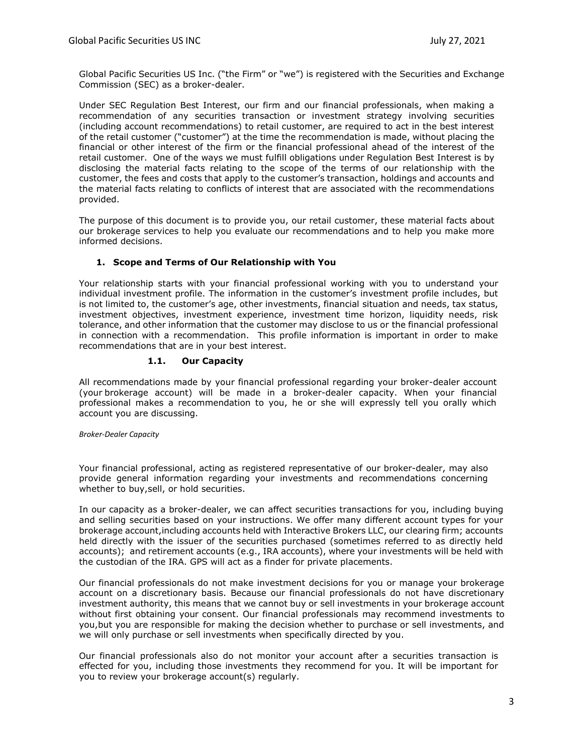Global Pacific Securities US Inc. ("the Firm" or "we") is registered with the Securities and Exchange Commission (SEC) as a broker-dealer.

Under SEC Regulation Best Interest, our firm and our financial professionals, when making a recommendation of any securities transaction or investment strategy involving securities (including account recommendations) to retail customer, are required to act in the best interest of the retail customer ("customer") at the time the recommendation is made, without placing the financial or other interest of the firm or the financial professional ahead of the interest of the retail customer. One of the ways we must fulfill obligations under Regulation Best Interest is by disclosing the material facts relating to the scope of the terms of our relationship with the customer, the fees and costs that apply to the customer's transaction, holdings and accounts and the material facts relating to conflicts of interest that are associated with the recommendations provided.

The purpose of this document is to provide you, our retail customer, these material facts about our brokerage services to help you evaluate our recommendations and to help you make more informed decisions.

## 1. Scope and Terms of Our Relationship with You

Your relationship starts with your financial professional working with you to understand your individual investment profile. The information in the customer's investment profile includes, but is not limited to, the customer's age, other investments, financial situation and needs, tax status, investment objectives, investment experience, investment time horizon, liquidity needs, risk tolerance, and other information that the customer may disclose to us or the financial professional in connection with a recommendation. This profile information is important in order to make recommendations that are in your best interest.

### 1.1. Our Capacity

All recommendations made by your financial professional regarding your broker-dealer account (your brokerage account) will be made in a broker-dealer capacity. When your financial professional makes a recommendation to you, he or she will expressly tell you orally which account you are discussing.

*Broker-Dealer Capacity*

Your financial professional, acting as registered representative of our broker-dealer, may also provide general information regarding your investments and recommendations concerning whether to buy,sell, or hold securities.

In our capacity as a broker-dealer, we can affect securities transactions for you, including buying and selling securities based on your instructions. We offer many different account types for your brokerage account,including accounts held with Interactive Brokers LLC, our clearing firm; accounts held directly with the issuer of the securities purchased (sometimes referred to as directly held accounts); and retirement accounts (e.g., IRA accounts), where your investments will be held with the custodian of the IRA. GPS will act as a finder for private placements.

Our financial professionals do not make investment decisions for you or manage your brokerage account on a discretionary basis. Because our financial professionals do not have discretionary investment authority, this means that we cannot buy or sell investments in your brokerage account without first obtaining your consent. Our financial professionals may recommend investments to you,but you are responsible for making the decision whether to purchase or sell investments, and we will only purchase or sell investments when specifically directed by you.

Our financial professionals also do not monitor your account after a securities transaction is effected for you, including those investments they recommend for you. It will be important for you to review your brokerage account(s) regularly.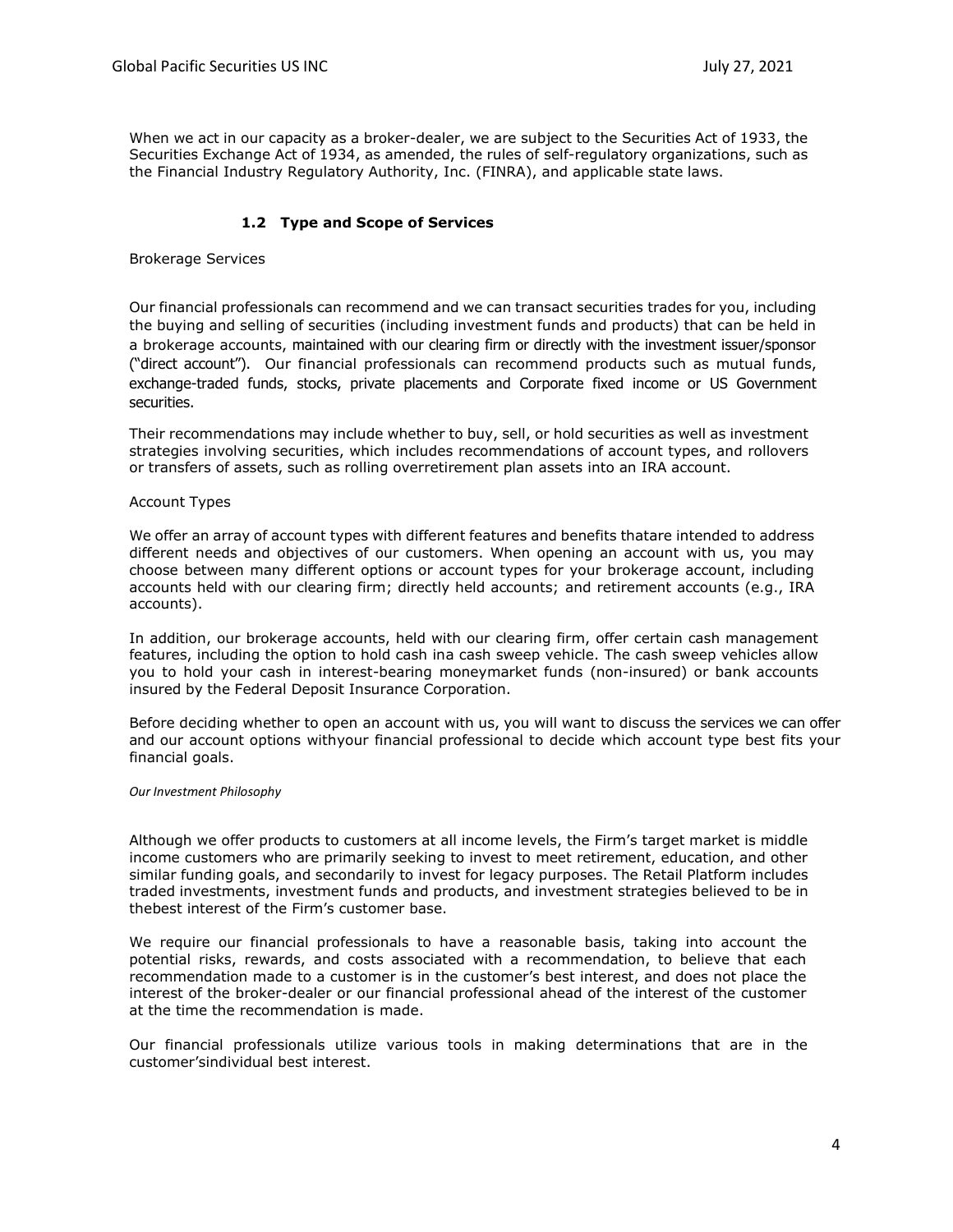When we act in our capacity as a broker-dealer, we are subject to the Securities Act of 1933, the Securities Exchange Act of 1934, as amended, the rules of self-regulatory organizations, such as the Financial Industry Regulatory Authority, Inc. (FINRA), and applicable state laws.

### 1.2 Type and Scope of Services

Brokerage Services

Our financial professionals can recommend and we can transact securities trades for you, including the buying and selling of securities (including investment funds and products) that can be held in a brokerage accounts, maintained with our clearing firm or directly with the investment issuer/sponsor ("direct account"). Our financial professionals can recommend products such as mutual funds, exchange-traded funds, stocks, private placements and Corporate fixed income or US Government securities.

Their recommendations may include whether to buy, sell, or hold securities as well as investment strategies involving securities, which includes recommendations of account types, and rollovers or transfers of assets, such as rolling overretirement plan assets into an IRA account.

Account Types

We offer an array of account types with different features and benefits thatare intended to address different needs and objectives of our customers. When opening an account with us, you may choose between many different options or account types for your brokerage account, including accounts held with our clearing firm; directly held accounts; and retirement accounts (e.g., IRA accounts).

In addition, our brokerage accounts, held with our clearing firm, offer certain cash management features, including the option to hold cash ina cash sweep vehicle. The cash sweep vehicles allow you to hold your cash in interest-bearing moneymarket funds (non-insured) or bank accounts insured by the Federal Deposit Insurance Corporation.

Before deciding whether to open an account with us, you will want to discuss the services we can offer and our account options withyour financial professional to decide which account type best fits your financial goals.

*Our Investment Philosophy*

Although we offer products to customers at all income levels, the Firm's target market is middle income customers who are primarily seeking to invest to meet retirement, education, and other similar funding goals, and secondarily to invest for legacy purposes. The Retail Platform includes traded investments, investment funds and products, and investment strategies believed to be in thebest interest of the Firm's customer base.

We require our financial professionals to have a reasonable basis, taking into account the potential risks, rewards, and costs associated with a recommendation, to believe that each recommendation made to a customer is in the customer's best interest, and does not place the interest of the broker-dealer or our financial professional ahead of the interest of the customer at the time the recommendation is made.

Our financial professionals utilize various tools in making determinations that are in the customer'sindividual best interest.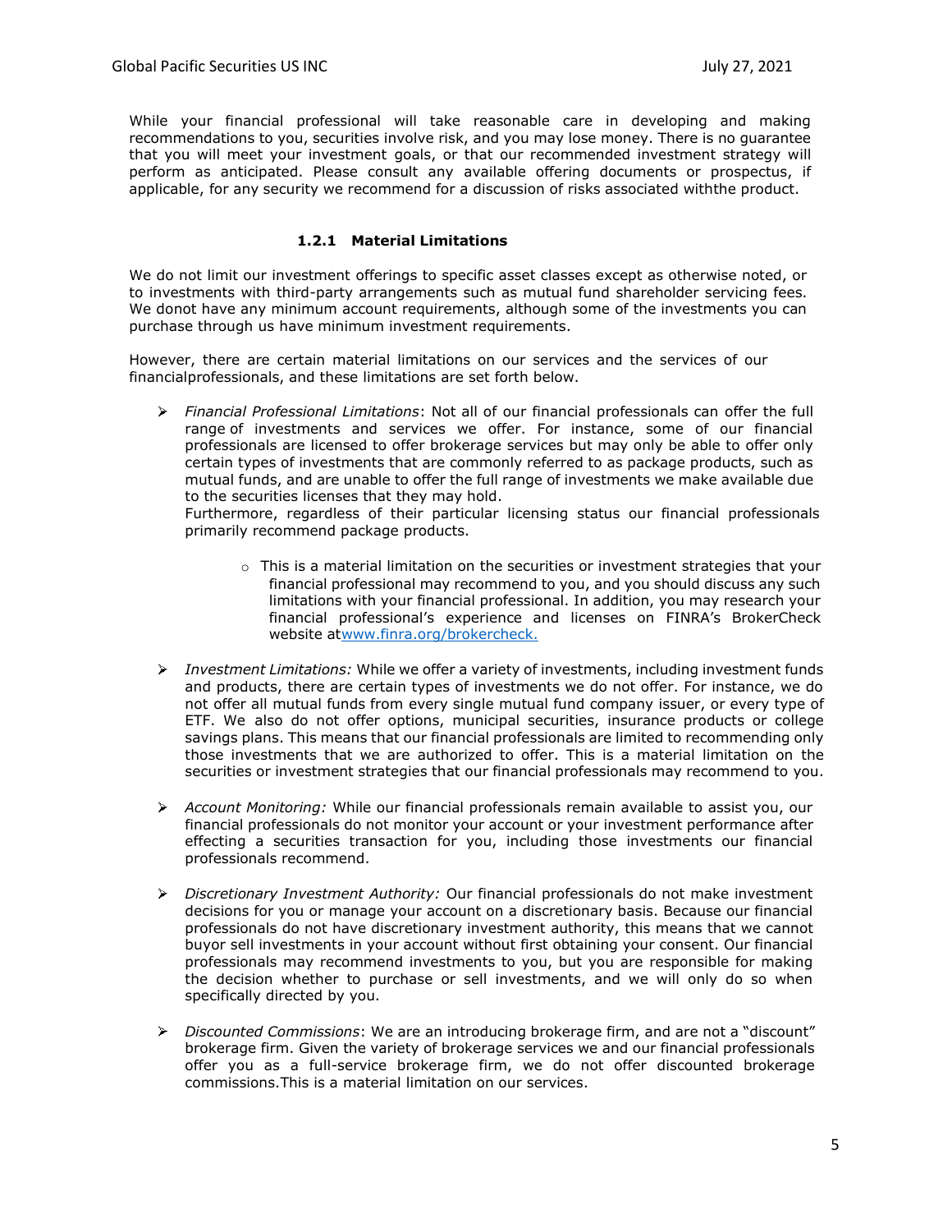While your financial professional will take reasonable care in developing and making recommendations to you, securities involve risk, and you may lose money. There is no guarantee that you will meet your investment goals, or that our recommended investment strategy will perform as anticipated. Please consult any available offering documents or prospectus, if applicable, for any security we recommend for a discussion of risks associated withthe product.

### 1.2.1 Material Limitations

We do not limit our investment offerings to specific asset classes except as otherwise noted, or to investments with third-party arrangements such as mutual fund shareholder servicing fees. We donot have any minimum account requirements, although some of the investments you can purchase through us have minimum investment requirements.

However, there are certain material limitations on our services and the services of our financialprofessionals, and these limitations are set forth below.

- *Financial Professional Limitations*: Not all of our financial professionals can offer the full range of investments and services we offer. For instance, some of our financial professionals are licensed to offer brokerage services but may only be able to offer only certain types of investments that are commonly referred to as package products, such as mutual funds, and are unable to offer the full range of investments we make available due to the securities licenses that they may hold.
  Furthermore, regardless of their particular licensing status our financial professionals primarily recommend package products.
  - This is a material limitation on the securities or investment strategies that your financial professional may recommend to you, and you should discuss any such limitations with your financial professional. In addition, you may research your financial professional's experience and licenses on FINRA's BrokerCheck website atwww.finra.org/brokercheck.
- *Investment Limitations:* While we offer a variety of investments, including investment funds and products, there are certain types of investments we do not offer. For instance, we do not offer all mutual funds from every single mutual fund company issuer, or every type of ETF. We also do not offer options, municipal securities, insurance products or college savings plans. This means that our financial professionals are limited to recommending only those investments that we are authorized to offer. This is a material limitation on the securities or investment strategies that our financial professionals may recommend to you.
- *Account Monitoring:* While our financial professionals remain available to assist you, our financial professionals do not monitor your account or your investment performance after effecting a securities transaction for you, including those investments our financial professionals recommend.
- *Discretionary Investment Authority:* Our financial professionals do not make investment decisions for you or manage your account on a discretionary basis. Because our financial professionals do not have discretionary investment authority, this means that we cannot buyor sell investments in your account without first obtaining your consent. Our financial professionals may recommend investments to you, but you are responsible for making the decision whether to purchase or sell investments, and we will only do so when specifically directed by you.
- *Discounted Commissions*: We are an introducing brokerage firm, and are not a "discount" brokerage firm. Given the variety of brokerage services we and our financial professionals offer you as a full-service brokerage firm, we do not offer discounted brokerage commissions.This is a material limitation on our services.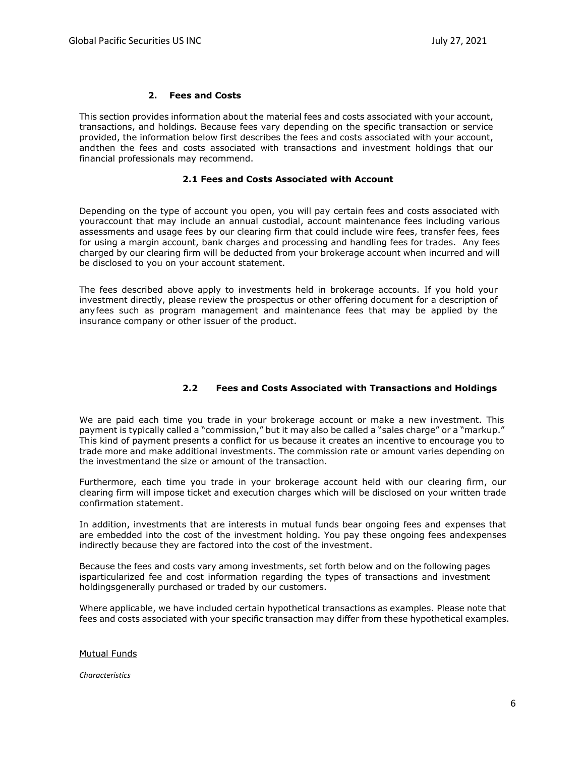## 2. Fees and Costs

This section provides information about the material fees and costs associated with your account, transactions, and holdings. Because fees vary depending on the specific transaction or service provided, the information below first describes the fees and costs associated with your account, andthen the fees and costs associated with transactions and investment holdings that our financial professionals may recommend.

### 2.1 Fees and Costs Associated with Account

Depending on the type of account you open, you will pay certain fees and costs associated with youraccount that may include an annual custodial, account maintenance fees including various assessments and usage fees by our clearing firm that could include wire fees, transfer fees, fees for using a margin account, bank charges and processing and handling fees for trades. Any fees charged by our clearing firm will be deducted from your brokerage account when incurred and will be disclosed to you on your account statement.

The fees described above apply to investments held in brokerage accounts. If you hold your investment directly, please review the prospectus or other offering document for a description of anyfees such as program management and maintenance fees that may be applied by the insurance company or other issuer of the product.

### 2.2 Fees and Costs Associated with Transactions and Holdings

We are paid each time you trade in your brokerage account or make a new investment. This payment is typically called a "commission," but it may also be called a "sales charge" or a "markup." This kind of payment presents a conflict for us because it creates an incentive to encourage you to trade more and make additional investments. The commission rate or amount varies depending on the investmentand the size or amount of the transaction.

Furthermore, each time you trade in your brokerage account held with our clearing firm, our clearing firm will impose ticket and execution charges which will be disclosed on your written trade confirmation statement.

In addition, investments that are interests in mutual funds bear ongoing fees and expenses that are embedded into the cost of the investment holding. You pay these ongoing fees andexpenses indirectly because they are factored into the cost of the investment.

Because the fees and costs vary among investments, set forth below and on the following pages isparticularized fee and cost information regarding the types of transactions and investment holdingsgenerally purchased or traded by our customers.

Where applicable, we have included certain hypothetical transactions as examples. Please note that fees and costs associated with your specific transaction may differ from these hypothetical examples.

<u>Mutual Funds</u>

*Characteristics*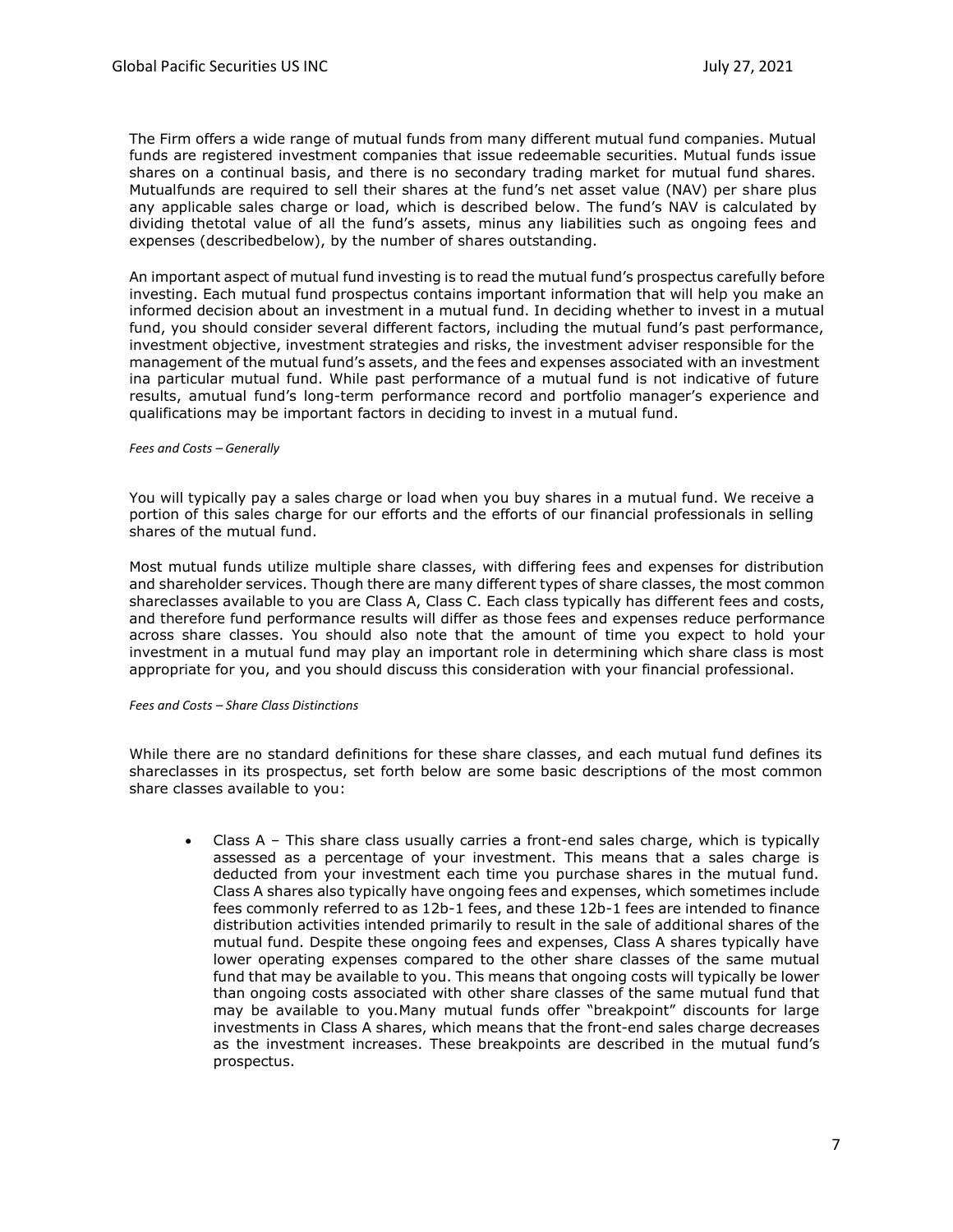The Firm offers a wide range of mutual funds from many different mutual fund companies. Mutual funds are registered investment companies that issue redeemable securities. Mutual funds issue shares on a continual basis, and there is no secondary trading market for mutual fund shares. Mutualfunds are required to sell their shares at the fund's net asset value (NAV) per share plus any applicable sales charge or load, which is described below. The fund's NAV is calculated by dividing thetotal value of all the fund's assets, minus any liabilities such as ongoing fees and expenses (describedbelow), by the number of shares outstanding.

An important aspect of mutual fund investing is to read the mutual fund's prospectus carefully before investing. Each mutual fund prospectus contains important information that will help you make an informed decision about an investment in a mutual fund. In deciding whether to invest in a mutual fund, you should consider several different factors, including the mutual fund's past performance, investment objective, investment strategies and risks, the investment adviser responsible for the management of the mutual fund's assets, and the fees and expenses associated with an investment ina particular mutual fund. While past performance of a mutual fund is not indicative of future results, amutual fund's long-term performance record and portfolio manager's experience and qualifications may be important factors in deciding to invest in a mutual fund.

*Fees and Costs – Generally*

You will typically pay a sales charge or load when you buy shares in a mutual fund. We receive a portion of this sales charge for our efforts and the efforts of our financial professionals in selling shares of the mutual fund.

Most mutual funds utilize multiple share classes, with differing fees and expenses for distribution and shareholder services. Though there are many different types of share classes, the most common shareclasses available to you are Class A, Class C. Each class typically has different fees and costs, and therefore fund performance results will differ as those fees and expenses reduce performance across share classes. You should also note that the amount of time you expect to hold your investment in a mutual fund may play an important role in determining which share class is most appropriate for you, and you should discuss this consideration with your financial professional.

*Fees and Costs – Share Class Distinctions*

While there are no standard definitions for these share classes, and each mutual fund defines its shareclasses in its prospectus, set forth below are some basic descriptions of the most common share classes available to you:

- Class A – This share class usually carries a front-end sales charge, which is typically assessed as a percentage of your investment. This means that a sales charge is deducted from your investment each time you purchase shares in the mutual fund. Class A shares also typically have ongoing fees and expenses, which sometimes include fees commonly referred to as 12b-1 fees, and these 12b-1 fees are intended to finance distribution activities intended primarily to result in the sale of additional shares of the mutual fund. Despite these ongoing fees and expenses, Class A shares typically have lower operating expenses compared to the other share classes of the same mutual fund that may be available to you. This means that ongoing costs will typically be lower than ongoing costs associated with other share classes of the same mutual fund that may be available to you.Many mutual funds offer "breakpoint" discounts for large investments in Class A shares, which means that the front-end sales charge decreases as the investment increases. These breakpoints are described in the mutual fund's prospectus.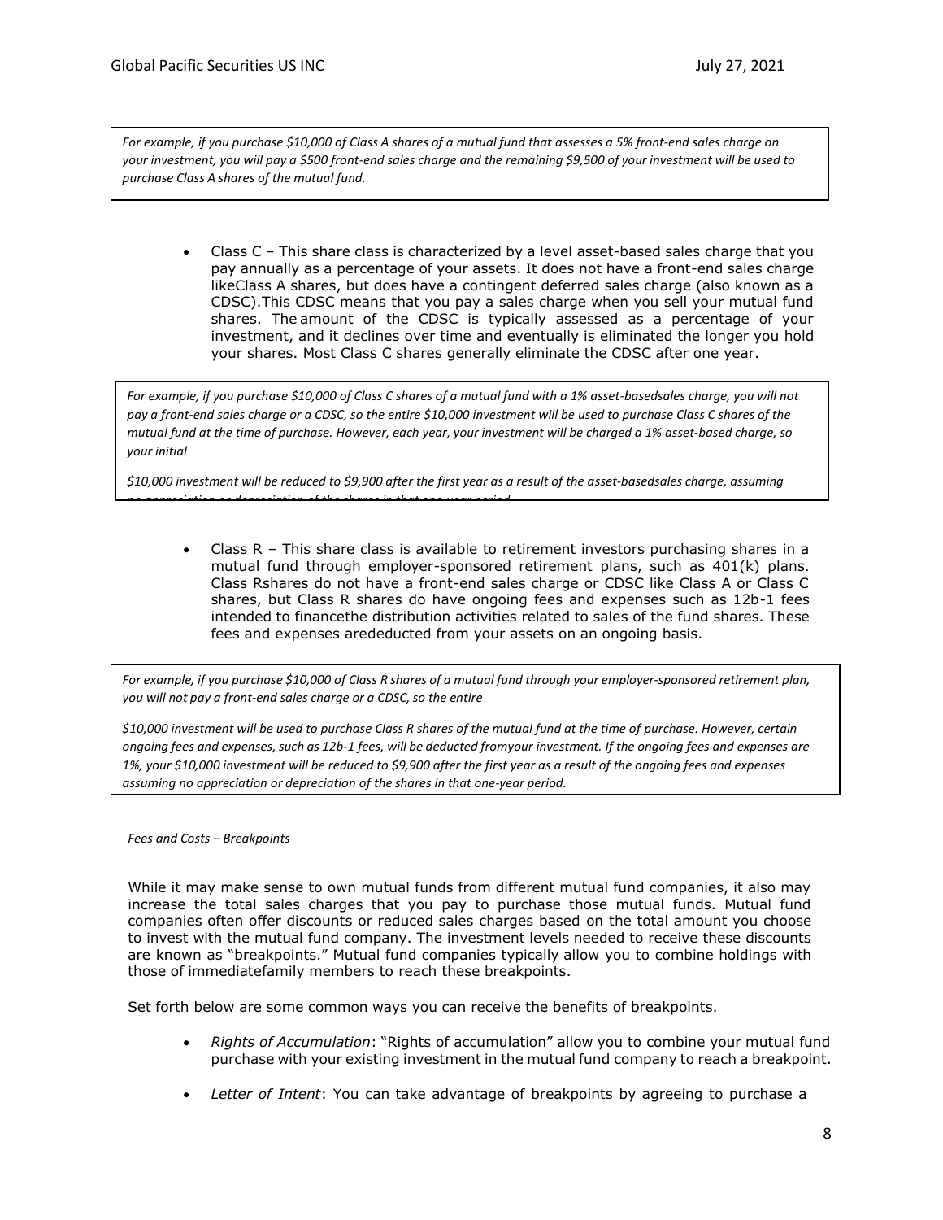*For example, if you purchase $10,000 of Class A shares of a mutual fund that assesses a 5% front-end sales charge on your investment, you will pay a $500 front-end sales charge and the remaining $9,500 of your investment will be used to purchase Class A shares of the mutual fund.*

- Class C – This share class is characterized by a level asset-based sales charge that you pay annually as a percentage of your assets. It does not have a front-end sales charge likeClass A shares, but does have a contingent deferred sales charge (also known as a CDSC).This CDSC means that you pay a sales charge when you sell your mutual fund shares. The amount of the CDSC is typically assessed as a percentage of your investment, and it declines over time and eventually is eliminated the longer you hold your shares. Most Class C shares generally eliminate the CDSC after one year.

*For example, if you purchase $10,000 of Class C shares of a mutual fund with a 1% asset-basedsales charge, you will not pay a front-end sales charge or a CDSC, so the entire $10,000 investment will be used to purchase Class C shares of the mutual fund at the time of purchase. However, each year, your investment will be charged a 1% asset-based charge, so your initial*

*$10,000 investment will be reduced to $9,900 after the first year as a result of the asset-basedsales charge, assuming no appreciation or depreciation of the shares in that one-year period.*

- Class R – This share class is available to retirement investors purchasing shares in a mutual fund through employer-sponsored retirement plans, such as 401(k) plans. Class Rshares do not have a front-end sales charge or CDSC like Class A or Class C shares, but Class R shares do have ongoing fees and expenses such as 12b-1 fees intended to financethe distribution activities related to sales of the fund shares. These fees and expenses arededucted from your assets on an ongoing basis.

*For example, if you purchase $10,000 of Class R shares of a mutual fund through your employer-sponsored retirement plan, you will not pay a front-end sales charge or a CDSC, so the entire*

*$10,000 investment will be used to purchase Class R shares of the mutual fund at the time of purchase. However, certain ongoing fees and expenses, such as 12b-1 fees, will be deducted fromyour investment. If the ongoing fees and expenses are 1%, your $10,000 investment will be reduced to $9,900 after the first year as a result of the ongoing fees and expenses assuming no appreciation or depreciation of the shares in that one-year period.*

*Fees and Costs – Breakpoints*

While it may make sense to own mutual funds from different mutual fund companies, it also may increase the total sales charges that you pay to purchase those mutual funds. Mutual fund companies often offer discounts or reduced sales charges based on the total amount you choose to invest with the mutual fund company. The investment levels needed to receive these discounts are known as "breakpoints." Mutual fund companies typically allow you to combine holdings with those of immediatefamily members to reach these breakpoints.

Set forth below are some common ways you can receive the benefits of breakpoints.

- *Rights of Accumulation*: "Rights of accumulation" allow you to combine your mutual fund purchase with your existing investment in the mutual fund company to reach a breakpoint.
- *Letter of Intent*: You can take advantage of breakpoints by agreeing to purchase a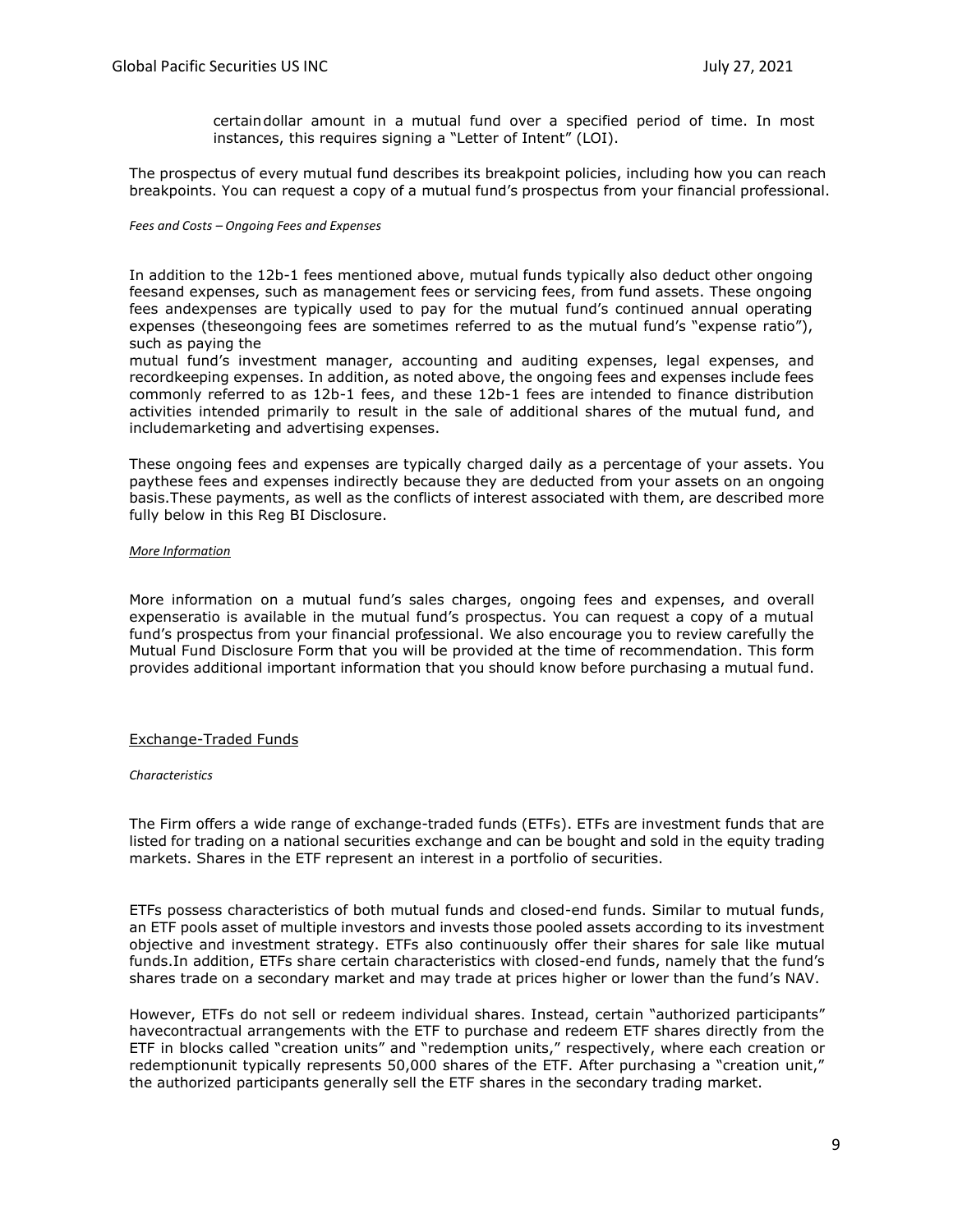certain dollar amount in a mutual fund over a specified period of time. In most instances, this requires signing a "Letter of Intent" (LOI).

The prospectus of every mutual fund describes its breakpoint policies, including how you can reach breakpoints. You can request a copy of a mutual fund's prospectus from your financial professional.

*Fees and Costs – Ongoing Fees and Expenses*

In addition to the 12b-1 fees mentioned above, mutual funds typically also deduct other ongoing feesand expenses, such as management fees or servicing fees, from fund assets. These ongoing fees andexpenses are typically used to pay for the mutual fund's continued annual operating expenses (theseongoing fees are sometimes referred to as the mutual fund's "expense ratio"), such as paying the mutual fund's investment manager, accounting and auditing expenses, legal expenses, and recordkeeping expenses. In addition, as noted above, the ongoing fees and expenses include fees commonly referred to as 12b-1 fees, and these 12b-1 fees are intended to finance distribution activities intended primarily to result in the sale of additional shares of the mutual fund, and includemarketing and advertising expenses.

These ongoing fees and expenses are typically charged daily as a percentage of your assets. You paythese fees and expenses indirectly because they are deducted from your assets on an ongoing basis.These payments, as well as the conflicts of interest associated with them, are described more fully below in this Reg BI Disclosure.

*More Information*

More information on a mutual fund's sales charges, ongoing fees and expenses, and overall expenseratio is available in the mutual fund's prospectus. You can request a copy of a mutual fund's prospectus from your financial professional. We also encourage you to review carefully the Mutual Fund Disclosure Form that you will be provided at the time of recommendation. This form provides additional important information that you should know before purchasing a mutual fund.

## Exchange-Traded Funds

*Characteristics*

The Firm offers a wide range of exchange-traded funds (ETFs). ETFs are investment funds that are listed for trading on a national securities exchange and can be bought and sold in the equity trading markets. Shares in the ETF represent an interest in a portfolio of securities.

ETFs possess characteristics of both mutual funds and closed-end funds. Similar to mutual funds, an ETF pools asset of multiple investors and invests those pooled assets according to its investment objective and investment strategy. ETFs also continuously offer their shares for sale like mutual funds.In addition, ETFs share certain characteristics with closed-end funds, namely that the fund's shares trade on a secondary market and may trade at prices higher or lower than the fund's NAV.

However, ETFs do not sell or redeem individual shares. Instead, certain "authorized participants" havecontractual arrangements with the ETF to purchase and redeem ETF shares directly from the ETF in blocks called "creation units" and "redemption units," respectively, where each creation or redemptionunit typically represents 50,000 shares of the ETF. After purchasing a "creation unit," the authorized participants generally sell the ETF shares in the secondary trading market.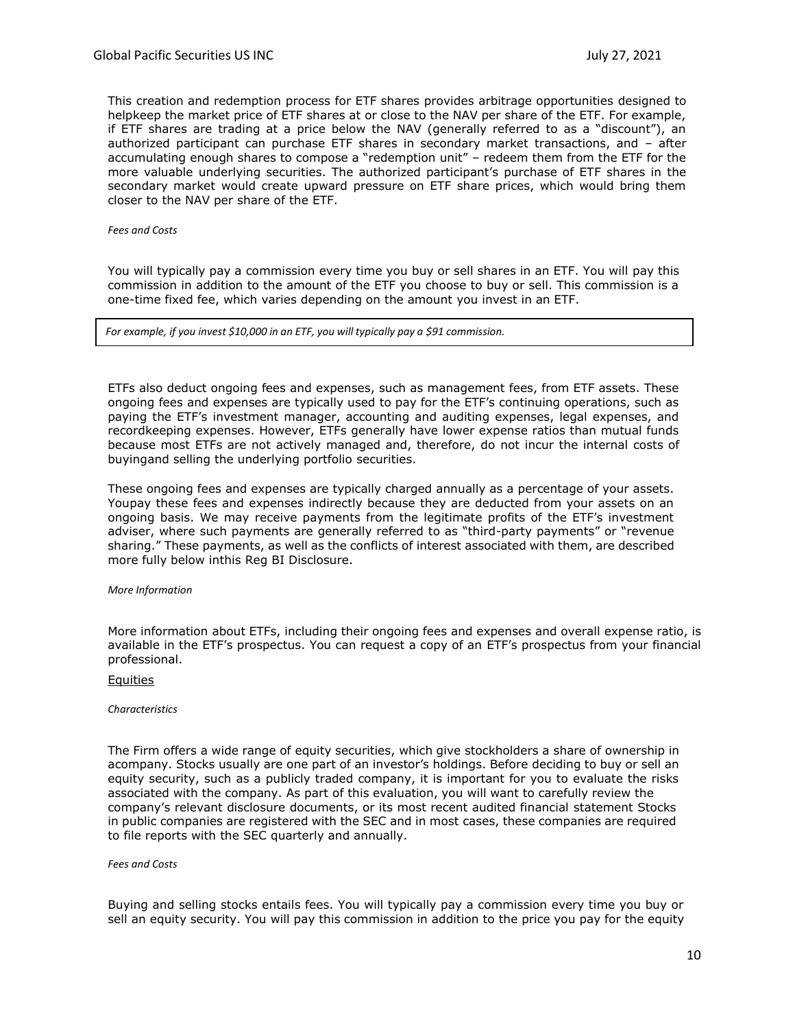This creation and redemption process for ETF shares provides arbitrage opportunities designed to helpkeep the market price of ETF shares at or close to the NAV per share of the ETF. For example, if ETF shares are trading at a price below the NAV (generally referred to as a "discount"), an authorized participant can purchase ETF shares in secondary market transactions, and – after accumulating enough shares to compose a "redemption unit" – redeem them from the ETF for the more valuable underlying securities. The authorized participant's purchase of ETF shares in the secondary market would create upward pressure on ETF share prices, which would bring them closer to the NAV per share of the ETF.

*Fees and Costs*

You will typically pay a commission every time you buy or sell shares in an ETF. You will pay this commission in addition to the amount of the ETF you choose to buy or sell. This commission is a one-time fixed fee, which varies depending on the amount you invest in an ETF.

*For example, if you invest $10,000 in an ETF, you will typically pay a $91 commission.*

ETFs also deduct ongoing fees and expenses, such as management fees, from ETF assets. These ongoing fees and expenses are typically used to pay for the ETF's continuing operations, such as paying the ETF's investment manager, accounting and auditing expenses, legal expenses, and recordkeeping expenses. However, ETFs generally have lower expense ratios than mutual funds because most ETFs are not actively managed and, therefore, do not incur the internal costs of buyingand selling the underlying portfolio securities.

These ongoing fees and expenses are typically charged annually as a percentage of your assets. Youpay these fees and expenses indirectly because they are deducted from your assets on an ongoing basis. We may receive payments from the legitimate profits of the ETF's investment adviser, where such payments are generally referred to as "third-party payments" or "revenue sharing." These payments, as well as the conflicts of interest associated with them, are described more fully below inthis Reg BI Disclosure.

*More Information*

More information about ETFs, including their ongoing fees and expenses and overall expense ratio, is available in the ETF's prospectus. You can request a copy of an ETF's prospectus from your financial professional.

<u>Equities</u>

*Characteristics*

The Firm offers a wide range of equity securities, which give stockholders a share of ownership in acompany. Stocks usually are one part of an investor's holdings. Before deciding to buy or sell an equity security, such as a publicly traded company, it is important for you to evaluate the risks associated with the company. As part of this evaluation, you will want to carefully review the company's relevant disclosure documents, or its most recent audited financial statement Stocks in public companies are registered with the SEC and in most cases, these companies are required to file reports with the SEC quarterly and annually.

*Fees and Costs*

Buying and selling stocks entails fees. You will typically pay a commission every time you buy or sell an equity security. You will pay this commission in addition to the price you pay for the equity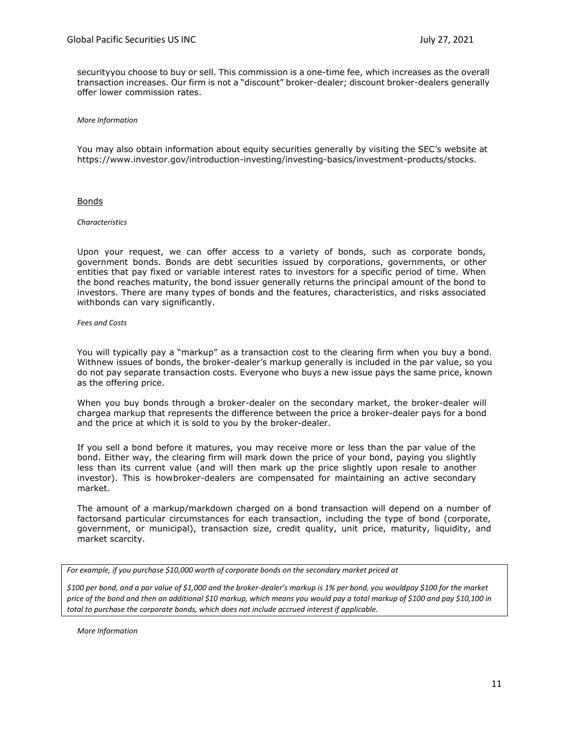securityyou choose to buy or sell. This commission is a one-time fee, which increases as the overall transaction increases. Our firm is not a "discount" broker-dealer; discount broker-dealers generally offer lower commission rates.

*More Information*

You may also obtain information about equity securities generally by visiting the SEC's website at https://www.investor.gov/introduction-investing/investing-basics/investment-products/stocks.

## Bonds

*Characteristics*

Upon your request, we can offer access to a variety of bonds, such as corporate bonds, government bonds. Bonds are debt securities issued by corporations, governments, or other entities that pay fixed or variable interest rates to investors for a specific period of time. When the bond reaches maturity, the bond issuer generally returns the principal amount of the bond to investors. There are many types of bonds and the features, characteristics, and risks associated withbonds can vary significantly.

*Fees and Costs*

You will typically pay a "markup" as a transaction cost to the clearing firm when you buy a bond. Withnew issues of bonds, the broker-dealer's markup generally is included in the par value, so you do not pay separate transaction costs. Everyone who buys a new issue pays the same price, known as the offering price.

When you buy bonds through a broker-dealer on the secondary market, the broker-dealer will chargea markup that represents the difference between the price a broker-dealer pays for a bond and the price at which it is sold to you by the broker-dealer.

If you sell a bond before it matures, you may receive more or less than the par value of the bond. Either way, the clearing firm will mark down the price of your bond, paying you slightly less than its current value (and will then mark up the price slightly upon resale to another investor). This is howbroker-dealers are compensated for maintaining an active secondary market.

The amount of a markup/markdown charged on a bond transaction will depend on a number of factorsand particular circumstances for each transaction, including the type of bond (corporate, government, or municipal), transaction size, credit quality, unit price, maturity, liquidity, and market scarcity.

> *For example, if you purchase $10,000 worth of corporate bonds on the secondary market priced at*
>
> *$100 per bond, and a par value of $1,000 and the broker-dealer's markup is 1% per bond, you wouldpay $100 for the market price of the bond and then an additional $10 markup, which means you would pay a total markup of $100 and pay $10,100 in total to purchase the corporate bonds, which does not include accrued interest if applicable.*

*More Information*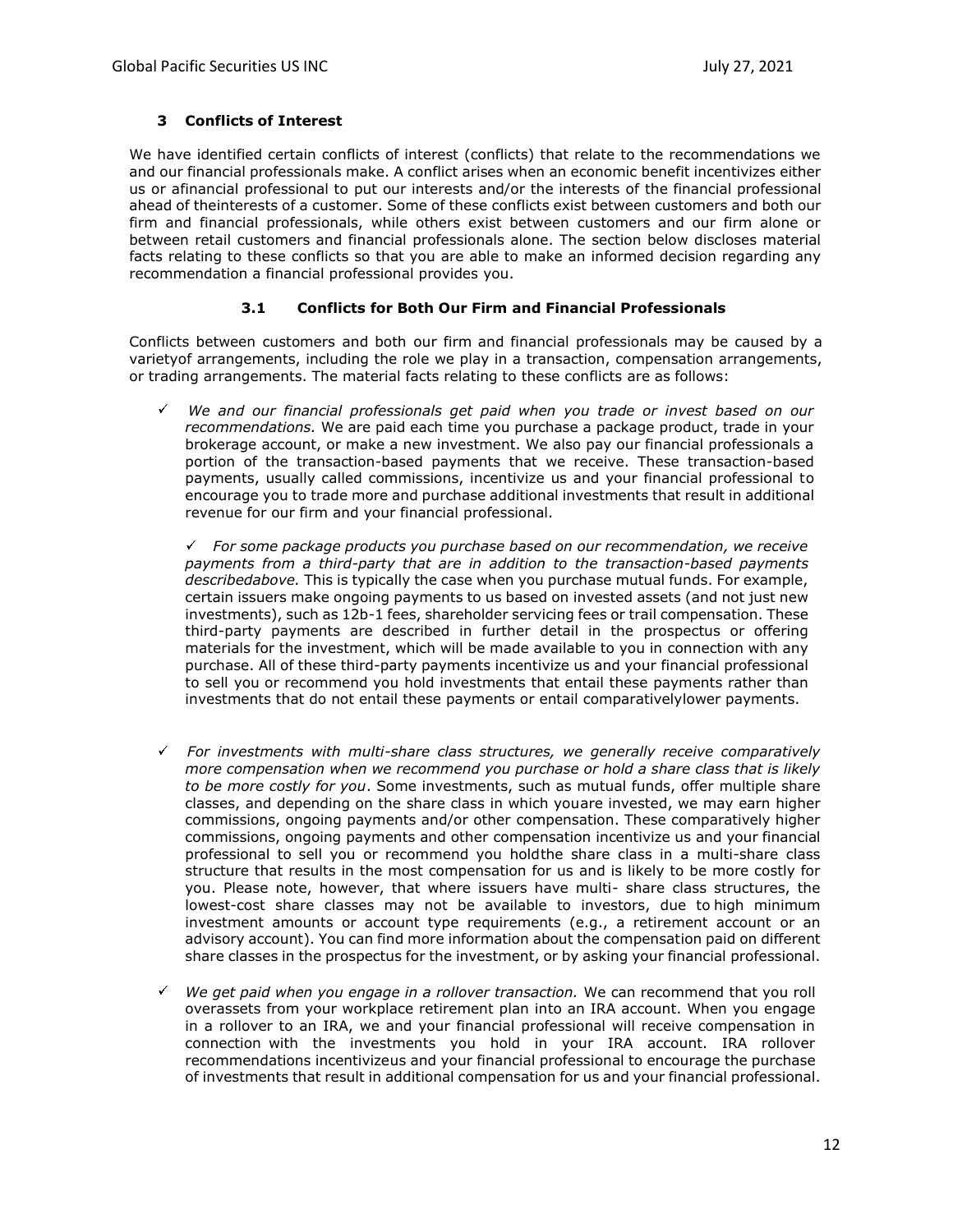## 3 Conflicts of Interest

We have identified certain conflicts of interest (conflicts) that relate to the recommendations we and our financial professionals make. A conflict arises when an economic benefit incentivizes either us or afinancial professional to put our interests and/or the interests of the financial professional ahead of theinterests of a customer. Some of these conflicts exist between customers and both our firm and financial professionals, while others exist between customers and our firm alone or between retail customers and financial professionals alone. The section below discloses material facts relating to these conflicts so that you are able to make an informed decision regarding any recommendation a financial professional provides you.

### 3.1 Conflicts for Both Our Firm and Financial Professionals

Conflicts between customers and both our firm and financial professionals may be caused by a varietyof arrangements, including the role we play in a transaction, compensation arrangements, or trading arrangements. The material facts relating to these conflicts are as follows:

- ✓ *We and our financial professionals get paid when you trade or invest based on our recommendations.* We are paid each time you purchase a package product, trade in your brokerage account, or make a new investment. We also pay our financial professionals a portion of the transaction-based payments that we receive. These transaction-based payments, usually called commissions, incentivize us and your financial professional to encourage you to trade more and purchase additional investments that result in additional revenue for our firm and your financial professional.

  ✓ *For some package products you purchase based on our recommendation, we receive payments from a third-party that are in addition to the transaction-based payments describedabove.* This is typically the case when you purchase mutual funds. For example, certain issuers make ongoing payments to us based on invested assets (and not just new investments), such as 12b-1 fees, shareholder servicing fees or trail compensation. These third-party payments are described in further detail in the prospectus or offering materials for the investment, which will be made available to you in connection with any purchase. All of these third-party payments incentivize us and your financial professional to sell you or recommend you hold investments that entail these payments rather than investments that do not entail these payments or entail comparativelylower payments.

- ✓ *For investments with multi-share class structures, we generally receive comparatively more compensation when we recommend you purchase or hold a share class that is likely to be more costly for you*. Some investments, such as mutual funds, offer multiple share classes, and depending on the share class in which youare invested, we may earn higher commissions, ongoing payments and/or other compensation. These comparatively higher commissions, ongoing payments and other compensation incentivize us and your financial professional to sell you or recommend you holdthe share class in a multi-share class structure that results in the most compensation for us and is likely to be more costly for you. Please note, however, that where issuers have multi- share class structures, the lowest-cost share classes may not be available to investors, due to high minimum investment amounts or account type requirements (e.g., a retirement account or an advisory account). You can find more information about the compensation paid on different share classes in the prospectus for the investment, or by asking your financial professional.

- ✓ *We get paid when you engage in a rollover transaction.* We can recommend that you roll overassets from your workplace retirement plan into an IRA account. When you engage in a rollover to an IRA, we and your financial professional will receive compensation in connection with the investments you hold in your IRA account. IRA rollover recommendations incentivizeus and your financial professional to encourage the purchase of investments that result in additional compensation for us and your financial professional.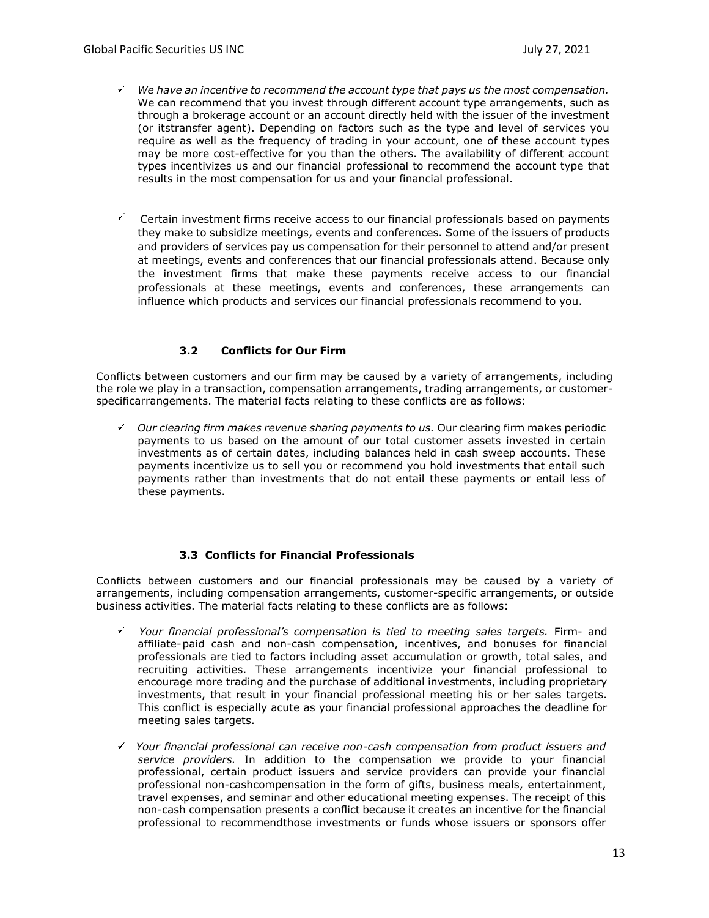- *We have an incentive to recommend the account type that pays us the most compensation.* We can recommend that you invest through different account type arrangements, such as through a brokerage account or an account directly held with the issuer of the investment (or itstransfer agent). Depending on factors such as the type and level of services you require as well as the frequency of trading in your account, one of these account types may be more cost-effective for you than the others. The availability of different account types incentivizes us and our financial professional to recommend the account type that results in the most compensation for us and your financial professional.

- Certain investment firms receive access to our financial professionals based on payments they make to subsidize meetings, events and conferences. Some of the issuers of products and providers of services pay us compensation for their personnel to attend and/or present at meetings, events and conferences that our financial professionals attend. Because only the investment firms that make these payments receive access to our financial professionals at these meetings, events and conferences, these arrangements can influence which products and services our financial professionals recommend to you.

### 3.2 Conflicts for Our Firm

Conflicts between customers and our firm may be caused by a variety of arrangements, including the role we play in a transaction, compensation arrangements, trading arrangements, or customer-specificarrangements. The material facts relating to these conflicts are as follows:

- *Our clearing firm makes revenue sharing payments to us.* Our clearing firm makes periodic payments to us based on the amount of our total customer assets invested in certain investments as of certain dates, including balances held in cash sweep accounts. These payments incentivize us to sell you or recommend you hold investments that entail such payments rather than investments that do not entail these payments or entail less of these payments.

### 3.3 Conflicts for Financial Professionals

Conflicts between customers and our financial professionals may be caused by a variety of arrangements, including compensation arrangements, customer-specific arrangements, or outside business activities. The material facts relating to these conflicts are as follows:

- *Your financial professional's compensation is tied to meeting sales targets.* Firm- and affiliate-paid cash and non-cash compensation, incentives, and bonuses for financial professionals are tied to factors including asset accumulation or growth, total sales, and recruiting activities. These arrangements incentivize your financial professional to encourage more trading and the purchase of additional investments, including proprietary investments, that result in your financial professional meeting his or her sales targets. This conflict is especially acute as your financial professional approaches the deadline for meeting sales targets.

- *Your financial professional can receive non-cash compensation from product issuers and service providers.* In addition to the compensation we provide to your financial professional, certain product issuers and service providers can provide your financial professional non-cashcompensation in the form of gifts, business meals, entertainment, travel expenses, and seminar and other educational meeting expenses. The receipt of this non-cash compensation presents a conflict because it creates an incentive for the financial professional to recommendthose investments or funds whose issuers or sponsors offer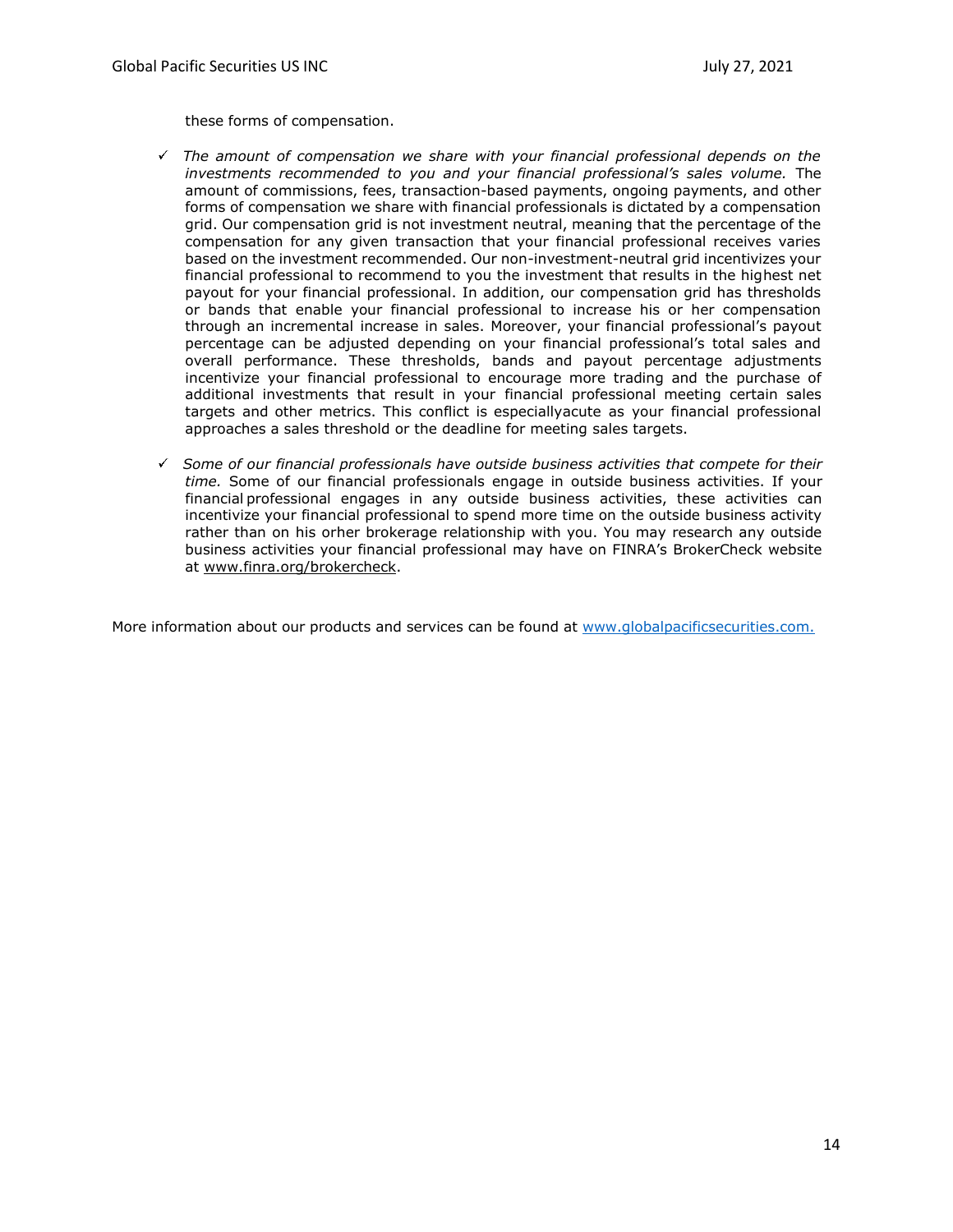these forms of compensation.

- ✓ *The amount of compensation we share with your financial professional depends on the investments recommended to you and your financial professional's sales volume.* The amount of commissions, fees, transaction-based payments, ongoing payments, and other forms of compensation we share with financial professionals is dictated by a compensation grid. Our compensation grid is not investment neutral, meaning that the percentage of the compensation for any given transaction that your financial professional receives varies based on the investment recommended. Our non-investment-neutral grid incentivizes your financial professional to recommend to you the investment that results in the highest net payout for your financial professional. In addition, our compensation grid has thresholds or bands that enable your financial professional to increase his or her compensation through an incremental increase in sales. Moreover, your financial professional's payout percentage can be adjusted depending on your financial professional's total sales and overall performance. These thresholds, bands and payout percentage adjustments incentivize your financial professional to encourage more trading and the purchase of additional investments that result in your financial professional meeting certain sales targets and other metrics. This conflict is especiallyacute as your financial professional approaches a sales threshold or the deadline for meeting sales targets.

- ✓ *Some of our financial professionals have outside business activities that compete for their time.* Some of our financial professionals engage in outside business activities. If your financial professional engages in any outside business activities, these activities can incentivize your financial professional to spend more time on the outside business activity rather than on his orher brokerage relationship with you. You may research any outside business activities your financial professional may have on FINRA's BrokerCheck website at www.finra.org/brokercheck.

More information about our products and services can be found at www.globalpacificsecurities.com.